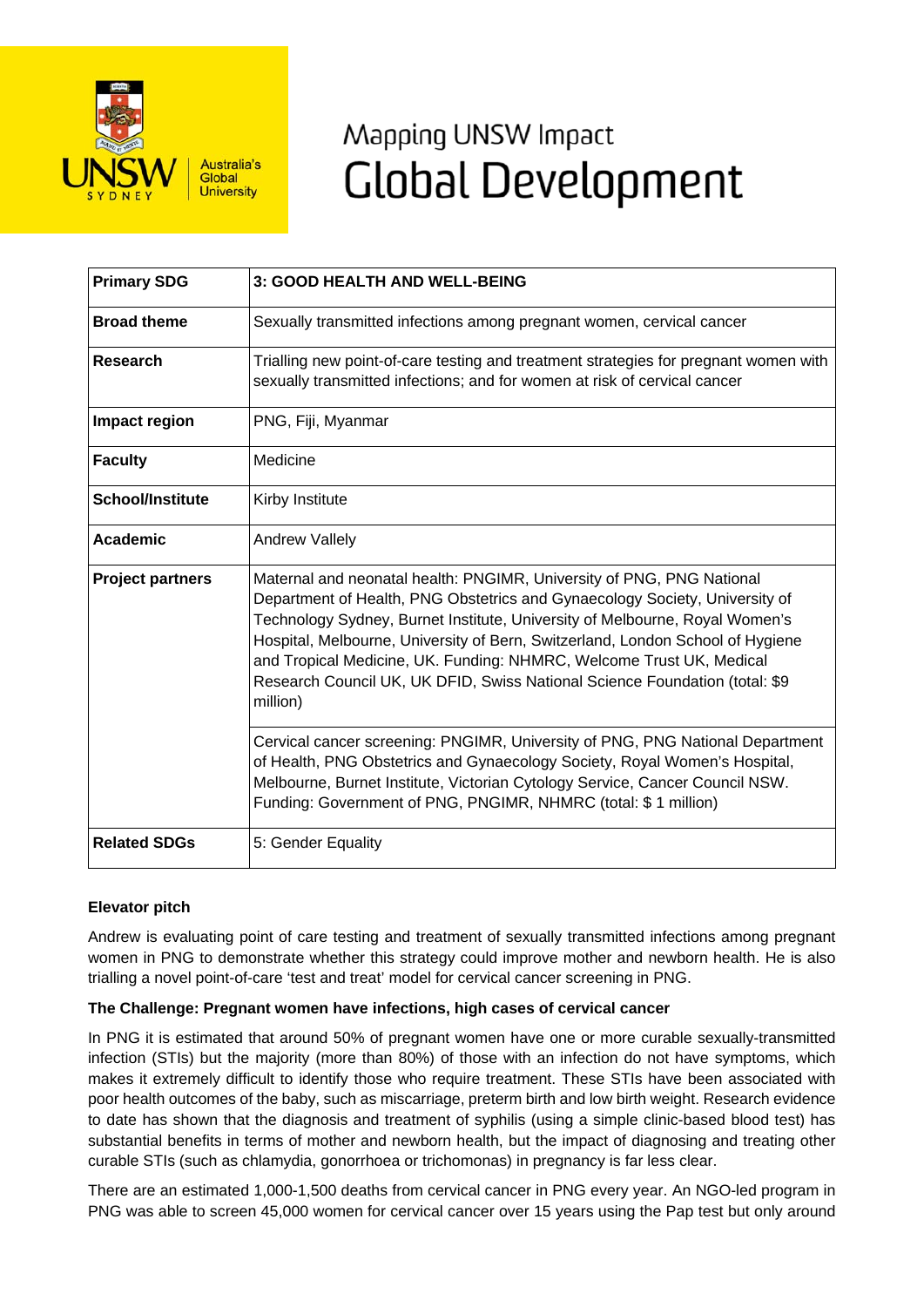# Mapping UNSW Impact
# Global Development

| Primary SDG | 3: GOOD HEALTH AND WELL-BEING |
|---|---|
| Broad theme | Sexually transmitted infections among pregnant women, cervical cancer |
| Research | Trialling new point-of-care testing and treatment strategies for pregnant women with sexually transmitted infections; and for women at risk of cervical cancer |
| Impact region | PNG, Fiji, Myanmar |
| Faculty | Medicine |
| School/Institute | Kirby Institute |
| Academic | Andrew Vallely |
| Project partners | Maternal and neonatal health: PNGIMR, University of PNG, PNG National Department of Health, PNG Obstetrics and Gynaecology Society, University of Technology Sydney, Burnet Institute, University of Melbourne, Royal Women's Hospital, Melbourne, University of Bern, Switzerland, London School of Hygiene and Tropical Medicine, UK. Funding: NHMRC, Welcome Trust UK, Medical Research Council UK, UK DFID, Swiss National Science Foundation (total: $9 million) |
| | Cervical cancer screening: PNGIMR, University of PNG, PNG National Department of Health, PNG Obstetrics and Gynaecology Society, Royal Women's Hospital, Melbourne, Burnet Institute, Victorian Cytology Service, Cancer Council NSW. Funding: Government of PNG, PNGIMR, NHMRC (total: $ 1 million) |
| Related SDGs | 5: Gender Equality |

**Elevator pitch**

Andrew is evaluating point of care testing and treatment of sexually transmitted infections among pregnant women in PNG to demonstrate whether this strategy could improve mother and newborn health. He is also trialling a novel point-of-care 'test and treat' model for cervical cancer screening in PNG.

**The Challenge: Pregnant women have infections, high cases of cervical cancer**

In PNG it is estimated that around 50% of pregnant women have one or more curable sexually-transmitted infection (STIs) but the majority (more than 80%) of those with an infection do not have symptoms, which makes it extremely difficult to identify those who require treatment. These STIs have been associated with poor health outcomes of the baby, such as miscarriage, preterm birth and low birth weight. Research evidence to date has shown that the diagnosis and treatment of syphilis (using a simple clinic-based blood test) has substantial benefits in terms of mother and newborn health, but the impact of diagnosing and treating other curable STIs (such as chlamydia, gonorrhoea or trichomonas) in pregnancy is far less clear.

There are an estimated 1,000-1,500 deaths from cervical cancer in PNG every year. An NGO-led program in PNG was able to screen 45,000 women for cervical cancer over 15 years using the Pap test but only around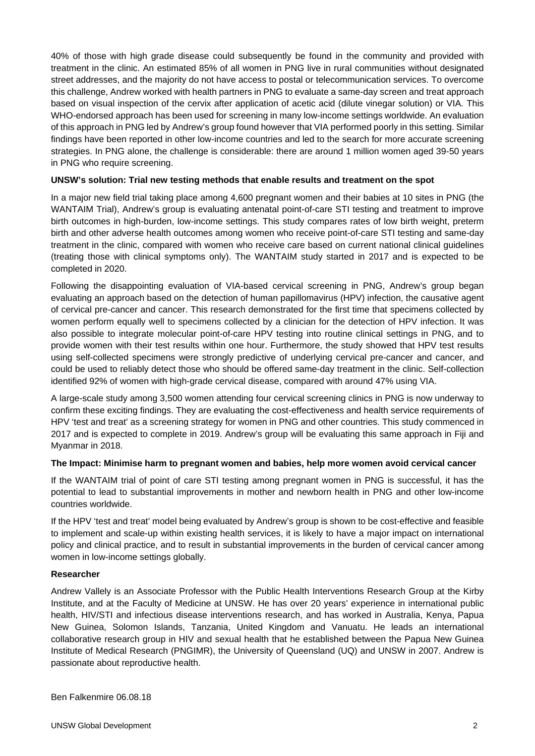40% of those with high grade disease could subsequently be found in the community and provided with treatment in the clinic. An estimated 85% of all women in PNG live in rural communities without designated street addresses, and the majority do not have access to postal or telecommunication services. To overcome this challenge, Andrew worked with health partners in PNG to evaluate a same-day screen and treat approach based on visual inspection of the cervix after application of acetic acid (dilute vinegar solution) or VIA. This WHO-endorsed approach has been used for screening in many low-income settings worldwide. An evaluation of this approach in PNG led by Andrew's group found however that VIA performed poorly in this setting. Similar findings have been reported in other low-income countries and led to the search for more accurate screening strategies. In PNG alone, the challenge is considerable: there are around 1 million women aged 39-50 years in PNG who require screening.

**UNSW's solution: Trial new testing methods that enable results and treatment on the spot**

In a major new field trial taking place among 4,600 pregnant women and their babies at 10 sites in PNG (the WANTAIM Trial), Andrew's group is evaluating antenatal point-of-care STI testing and treatment to improve birth outcomes in high-burden, low-income settings. This study compares rates of low birth weight, preterm birth and other adverse health outcomes among women who receive point-of-care STI testing and same-day treatment in the clinic, compared with women who receive care based on current national clinical guidelines (treating those with clinical symptoms only). The WANTAIM study started in 2017 and is expected to be completed in 2020.

Following the disappointing evaluation of VIA-based cervical screening in PNG, Andrew's group began evaluating an approach based on the detection of human papillomavirus (HPV) infection, the causative agent of cervical pre-cancer and cancer. This research demonstrated for the first time that specimens collected by women perform equally well to specimens collected by a clinician for the detection of HPV infection. It was also possible to integrate molecular point-of-care HPV testing into routine clinical settings in PNG, and to provide women with their test results within one hour. Furthermore, the study showed that HPV test results using self-collected specimens were strongly predictive of underlying cervical pre-cancer and cancer, and could be used to reliably detect those who should be offered same-day treatment in the clinic. Self-collection identified 92% of women with high-grade cervical disease, compared with around 47% using VIA.

A large-scale study among 3,500 women attending four cervical screening clinics in PNG is now underway to confirm these exciting findings. They are evaluating the cost-effectiveness and health service requirements of HPV 'test and treat' as a screening strategy for women in PNG and other countries. This study commenced in 2017 and is expected to complete in 2019. Andrew's group will be evaluating this same approach in Fiji and Myanmar in 2018.

**The Impact: Minimise harm to pregnant women and babies, help more women avoid cervical cancer**

If the WANTAIM trial of point of care STI testing among pregnant women in PNG is successful, it has the potential to lead to substantial improvements in mother and newborn health in PNG and other low-income countries worldwide.

If the HPV 'test and treat' model being evaluated by Andrew's group is shown to be cost-effective and feasible to implement and scale-up within existing health services, it is likely to have a major impact on international policy and clinical practice, and to result in substantial improvements in the burden of cervical cancer among women in low-income settings globally.

**Researcher**

Andrew Vallely is an Associate Professor with the Public Health Interventions Research Group at the Kirby Institute, and at the Faculty of Medicine at UNSW. He has over 20 years' experience in international public health, HIV/STI and infectious disease interventions research, and has worked in Australia, Kenya, Papua New Guinea, Solomon Islands, Tanzania, United Kingdom and Vanuatu. He leads an international collaborative research group in HIV and sexual health that he established between the Papua New Guinea Institute of Medical Research (PNGIMR), the University of Queensland (UQ) and UNSW in 2007. Andrew is passionate about reproductive health.

Ben Falkenmire 06.08.18